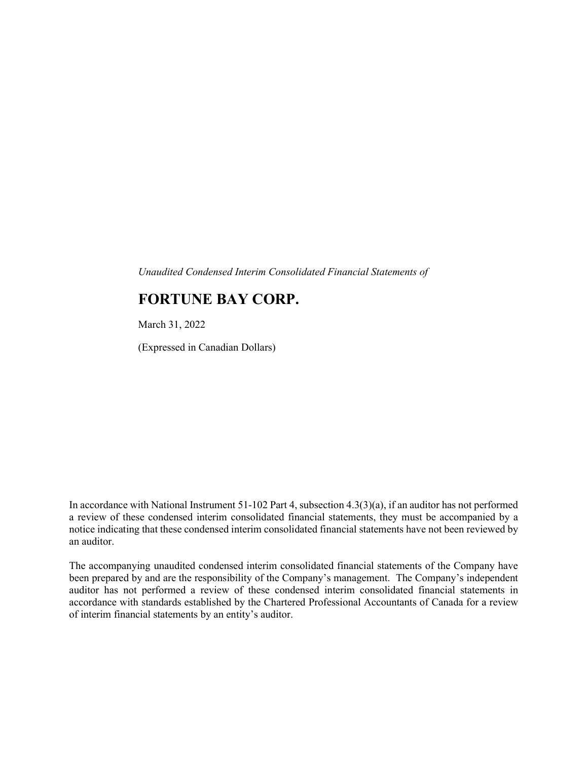*Unaudited Condensed Interim Consolidated Financial Statements of*

# FORTUNE BAY CORP.

March 31, 2022

(Expressed in Canadian Dollars)

In accordance with National Instrument 51-102 Part 4, subsection 4.3(3)(a), if an auditor has not performed a review of these condensed interim consolidated financial statements, they must be accompanied by a notice indicating that these condensed interim consolidated financial statements have not been reviewed by an auditor.

The accompanying unaudited condensed interim consolidated financial statements of the Company have been prepared by and are the responsibility of the Company's management. The Company's independent auditor has not performed a review of these condensed interim consolidated financial statements in accordance with standards established by the Chartered Professional Accountants of Canada for a review of interim financial statements by an entity's auditor.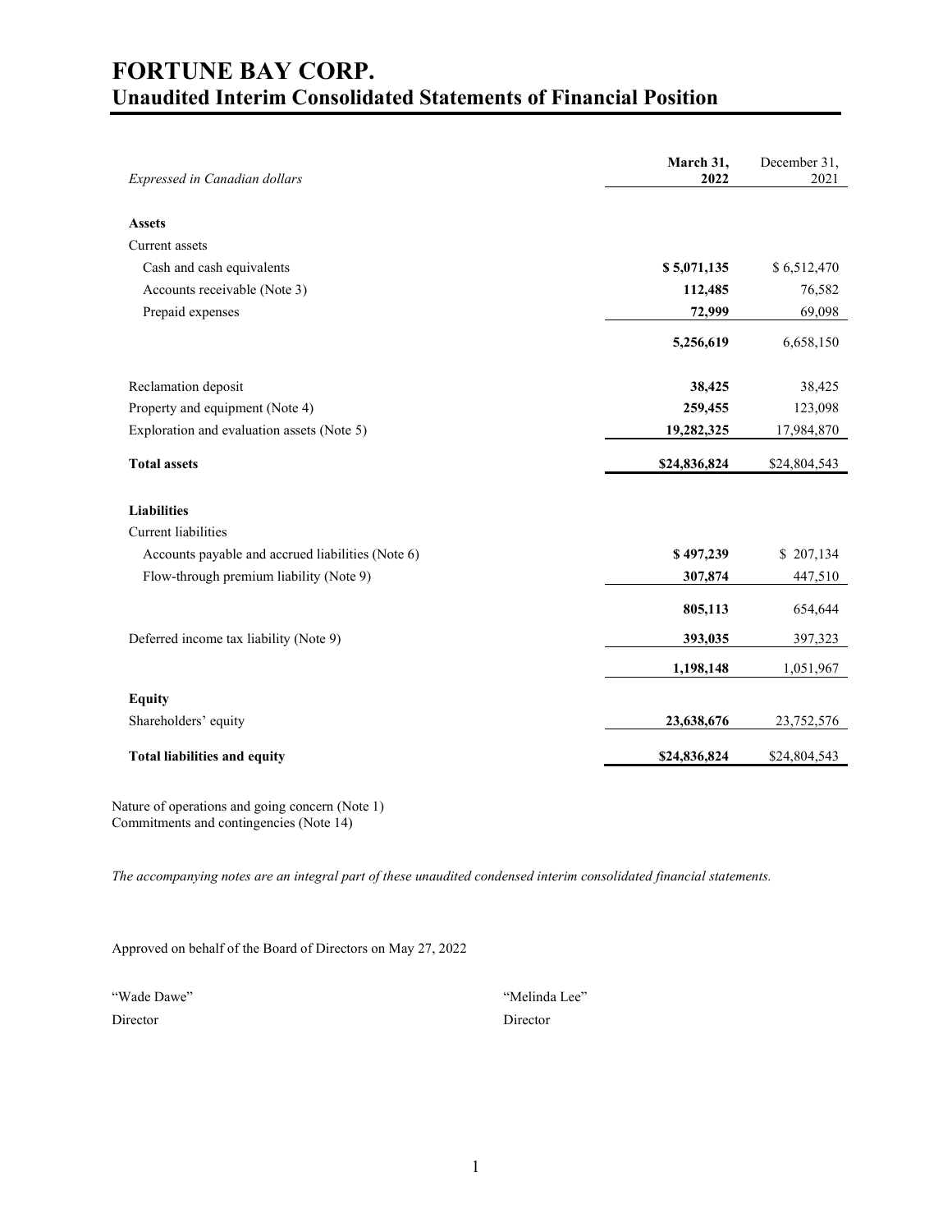# FORTUNE BAY CORP.

## Unaudited Interim Consolidated Statements of Financial Position

| *Expressed in Canadian dollars* | **March 31, 2022** | December 31, 2021 |
|---|---|---|
| **Assets** | | |
| Current assets | | |
| Cash and cash equivalents | **$ 5,071,135** | $ 6,512,470 |
| Accounts receivable (Note 3) | **112,485** | 76,582 |
| Prepaid expenses | **72,999** | 69,098 |
| | **5,256,619** | 6,658,150 |
| Reclamation deposit | **38,425** | 38,425 |
| Property and equipment (Note 4) | **259,455** | 123,098 |
| Exploration and evaluation assets (Note 5) | **19,282,325** | 17,984,870 |
| **Total assets** | **$24,836,824** | $24,804,543 |
| **Liabilities** | | |
| Current liabilities | | |
| Accounts payable and accrued liabilities (Note 6) | **$ 497,239** | $ 207,134 |
| Flow-through premium liability (Note 9) | **307,874** | 447,510 |
| | **805,113** | 654,644 |
| Deferred income tax liability (Note 9) | **393,035** | 397,323 |
| | **1,198,148** | 1,051,967 |
| **Equity** | | |
| Shareholders' equity | **23,638,676** | 23,752,576 |
| **Total liabilities and equity** | **$24,836,824** | $24,804,543 |

Nature of operations and going concern (Note 1)
Commitments and contingencies (Note 14)

*The accompanying notes are an integral part of these unaudited condensed interim consolidated financial statements.*

Approved on behalf of the Board of Directors on May 27, 2022

"Wade Dawe"
Director

"Melinda Lee"
Director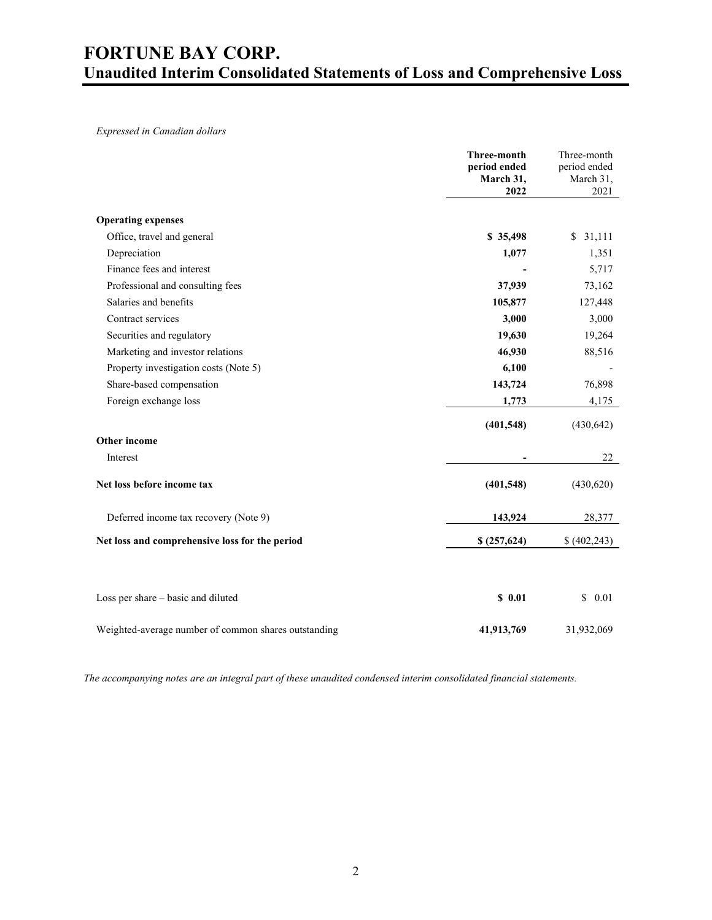# FORTUNE BAY CORP.
## Unaudited Interim Consolidated Statements of Loss and Comprehensive Loss

*Expressed in Canadian dollars*

| | **Three-month period ended March 31, 2022** | Three-month period ended March 31, 2021 |
|---|---|---|
| **Operating expenses** | | |
| Office, travel and general | **$ 35,498** | $ 31,111 |
| Depreciation | **1,077** | 1,351 |
| Finance fees and interest | **-** | 5,717 |
| Professional and consulting fees | **37,939** | 73,162 |
| Salaries and benefits | **105,877** | 127,448 |
| Contract services | **3,000** | 3,000 |
| Securities and regulatory | **19,630** | 19,264 |
| Marketing and investor relations | **46,930** | 88,516 |
| Property investigation costs (Note 5) | **6,100** | - |
| Share-based compensation | **143,724** | 76,898 |
| Foreign exchange loss | **1,773** | 4,175 |
| | **(401,548)** | (430,642) |
| **Other income** | | |
| Interest | **-** | 22 |
| **Net loss before income tax** | **(401,548)** | (430,620) |
| Deferred income tax recovery (Note 9) | **143,924** | 28,377 |
| **Net loss and comprehensive loss for the period** | **$ (257,624)** | $ (402,243) |
| Loss per share – basic and diluted | **$ 0.01** | $ 0.01 |
| Weighted-average number of common shares outstanding | **41,913,769** | 31,932,069 |

*The accompanying notes are an integral part of these unaudited condensed interim consolidated financial statements.*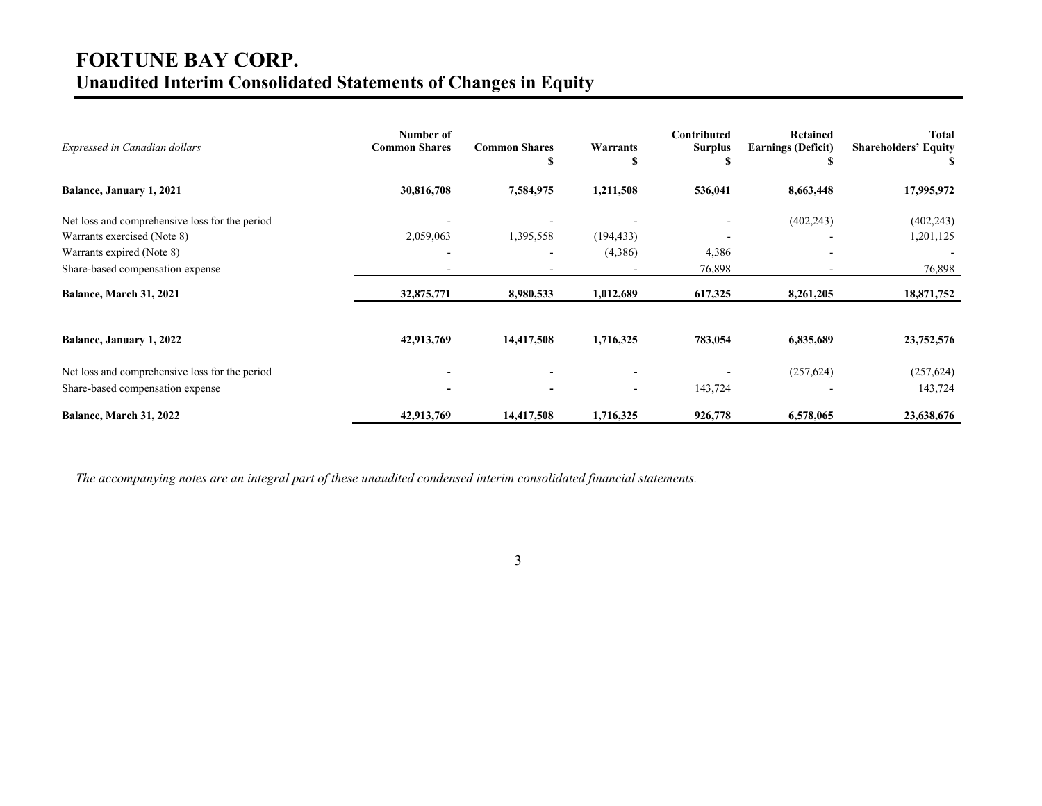# FORTUNE BAY CORP.
## Unaudited Interim Consolidated Statements of Changes in Equity

| *Expressed in Canadian dollars* | Number of Common Shares | Common Shares | Warrants | Contributed Surplus | Retained Earnings (Deficit) | Total Shareholders' Equity |
|---|---|---|---|---|---|---|
| | | $ | $ | $ | $ | $ |
| **Balance, January 1, 2021** | **30,816,708** | **7,584,975** | **1,211,508** | **536,041** | **8,663,448** | **17,995,972** |
| Net loss and comprehensive loss for the period | - | - | - | - | (402,243) | (402,243) |
| Warrants exercised (Note 8) | 2,059,063 | 1,395,558 | (194,433) | - | - | 1,201,125 |
| Warrants expired (Note 8) | - | - | (4,386) | 4,386 | - | - |
| Share-based compensation expense | - | - | - | 76,898 | - | 76,898 |
| **Balance, March 31, 2021** | **32,875,771** | **8,980,533** | **1,012,689** | **617,325** | **8,261,205** | **18,871,752** |
| | | | | | | |
| **Balance, January 1, 2022** | **42,913,769** | **14,417,508** | **1,716,325** | **783,054** | **6,835,689** | **23,752,576** |
| Net loss and comprehensive loss for the period | - | - | - | - | (257,624) | (257,624) |
| Share-based compensation expense | - | - | - | 143,724 | - | 143,724 |
| **Balance, March 31, 2022** | **42,913,769** | **14,417,508** | **1,716,325** | **926,778** | **6,578,065** | **23,638,676** |

*The accompanying notes are an integral part of these unaudited condensed interim consolidated financial statements.*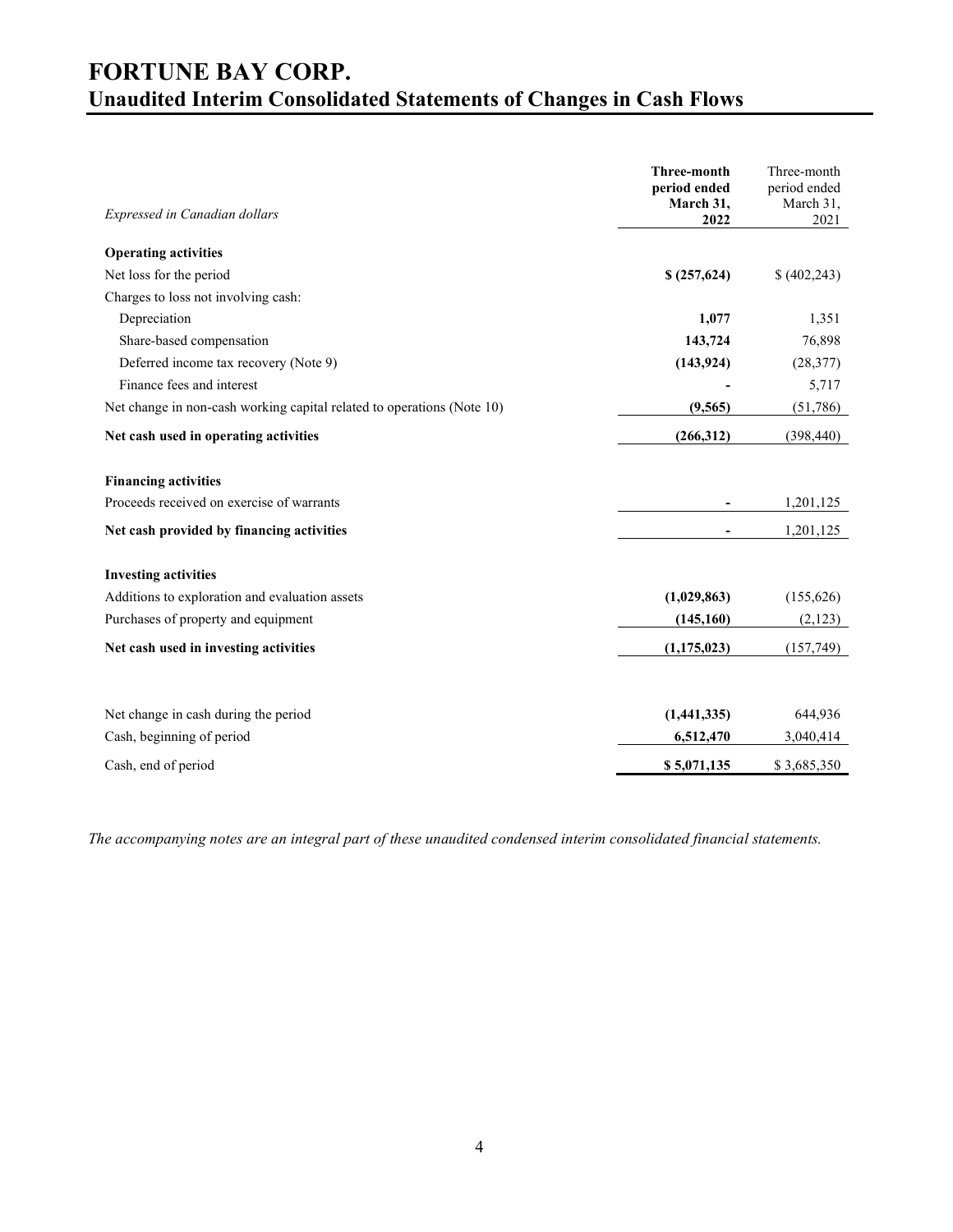# FORTUNE BAY CORP.

## Unaudited Interim Consolidated Statements of Changes in Cash Flows

| *Expressed in Canadian dollars* | **Three-month period ended March 31, 2022** | Three-month period ended March 31, 2021 |
|---|---|---|
| **Operating activities** | | |
| Net loss for the period | **$ (257,624)** | $ (402,243) |
| Charges to loss not involving cash: | | |
| Depreciation | **1,077** | 1,351 |
| Share-based compensation | **143,724** | 76,898 |
| Deferred income tax recovery (Note 9) | **(143,924)** | (28,377) |
| Finance fees and interest | **-** | 5,717 |
| Net change in non-cash working capital related to operations (Note 10) | **(9,565)** | (51,786) |
| **Net cash used in operating activities** | **(266,312)** | (398,440) |
| **Financing activities** | | |
| Proceeds received on exercise of warrants | **-** | 1,201,125 |
| **Net cash provided by financing activities** | **-** | 1,201,125 |
| **Investing activities** | | |
| Additions to exploration and evaluation assets | **(1,029,863)** | (155,626) |
| Purchases of property and equipment | **(145,160)** | (2,123) |
| **Net cash used in investing activities** | **(1,175,023)** | (157,749) |
| Net change in cash during the period | **(1,441,335)** | 644,936 |
| Cash, beginning of period | **6,512,470** | 3,040,414 |
| Cash, end of period | **$ 5,071,135** | $ 3,685,350 |

*The accompanying notes are an integral part of these unaudited condensed interim consolidated financial statements.*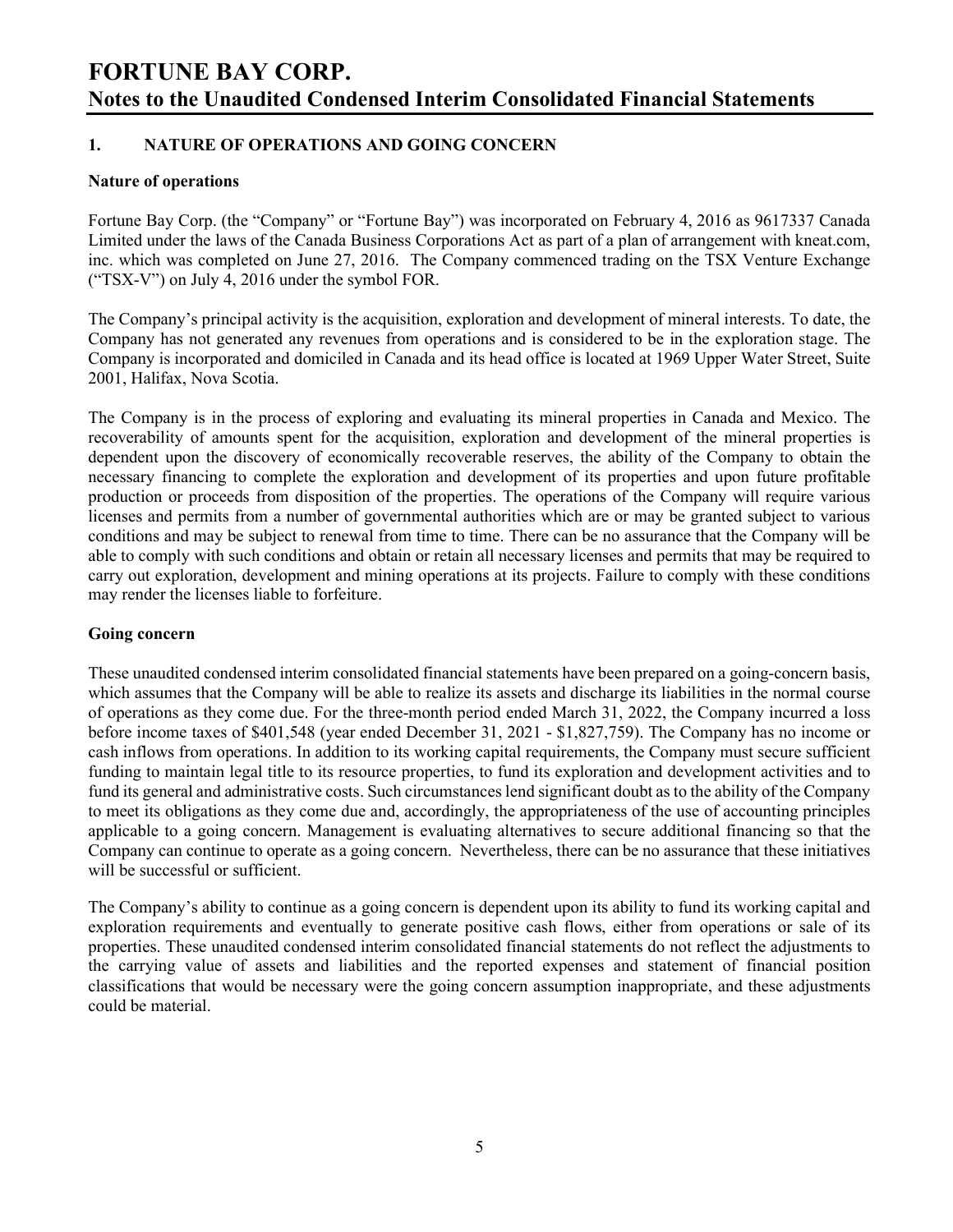## 1. NATURE OF OPERATIONS AND GOING CONCERN

### Nature of operations

Fortune Bay Corp. (the "Company" or "Fortune Bay") was incorporated on February 4, 2016 as 9617337 Canada Limited under the laws of the Canada Business Corporations Act as part of a plan of arrangement with kneat.com, inc. which was completed on June 27, 2016. The Company commenced trading on the TSX Venture Exchange ("TSX-V") on July 4, 2016 under the symbol FOR.

The Company's principal activity is the acquisition, exploration and development of mineral interests. To date, the Company has not generated any revenues from operations and is considered to be in the exploration stage. The Company is incorporated and domiciled in Canada and its head office is located at 1969 Upper Water Street, Suite 2001, Halifax, Nova Scotia.

The Company is in the process of exploring and evaluating its mineral properties in Canada and Mexico. The recoverability of amounts spent for the acquisition, exploration and development of the mineral properties is dependent upon the discovery of economically recoverable reserves, the ability of the Company to obtain the necessary financing to complete the exploration and development of its properties and upon future profitable production or proceeds from disposition of the properties. The operations of the Company will require various licenses and permits from a number of governmental authorities which are or may be granted subject to various conditions and may be subject to renewal from time to time. There can be no assurance that the Company will be able to comply with such conditions and obtain or retain all necessary licenses and permits that may be required to carry out exploration, development and mining operations at its projects. Failure to comply with these conditions may render the licenses liable to forfeiture.

### Going concern

These unaudited condensed interim consolidated financial statements have been prepared on a going-concern basis, which assumes that the Company will be able to realize its assets and discharge its liabilities in the normal course of operations as they come due. For the three-month period ended March 31, 2022, the Company incurred a loss before income taxes of $401,548 (year ended December 31, 2021 - $1,827,759). The Company has no income or cash inflows from operations. In addition to its working capital requirements, the Company must secure sufficient funding to maintain legal title to its resource properties, to fund its exploration and development activities and to fund its general and administrative costs. Such circumstances lend significant doubt as to the ability of the Company to meet its obligations as they come due and, accordingly, the appropriateness of the use of accounting principles applicable to a going concern. Management is evaluating alternatives to secure additional financing so that the Company can continue to operate as a going concern. Nevertheless, there can be no assurance that these initiatives will be successful or sufficient.

The Company's ability to continue as a going concern is dependent upon its ability to fund its working capital and exploration requirements and eventually to generate positive cash flows, either from operations or sale of its properties. These unaudited condensed interim consolidated financial statements do not reflect the adjustments to the carrying value of assets and liabilities and the reported expenses and statement of financial position classifications that would be necessary were the going concern assumption inappropriate, and these adjustments could be material.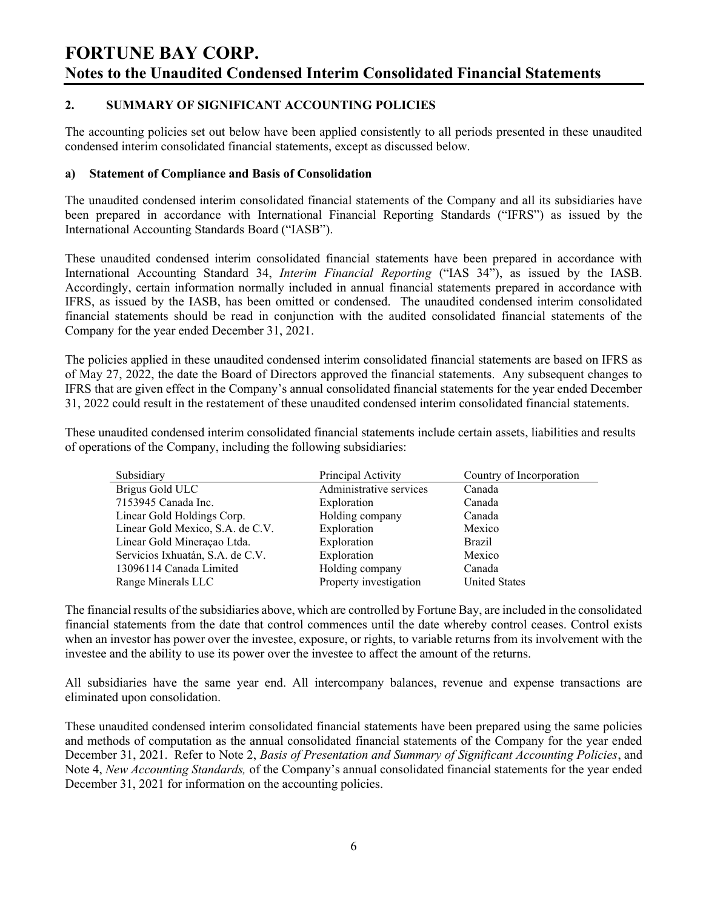## 2. SUMMARY OF SIGNIFICANT ACCOUNTING POLICIES

The accounting policies set out below have been applied consistently to all periods presented in these unaudited condensed interim consolidated financial statements, except as discussed below.

### a) Statement of Compliance and Basis of Consolidation

The unaudited condensed interim consolidated financial statements of the Company and all its subsidiaries have been prepared in accordance with International Financial Reporting Standards ("IFRS") as issued by the International Accounting Standards Board ("IASB").

These unaudited condensed interim consolidated financial statements have been prepared in accordance with International Accounting Standard 34, *Interim Financial Reporting* ("IAS 34"), as issued by the IASB. Accordingly, certain information normally included in annual financial statements prepared in accordance with IFRS, as issued by the IASB, has been omitted or condensed. The unaudited condensed interim consolidated financial statements should be read in conjunction with the audited consolidated financial statements of the Company for the year ended December 31, 2021.

The policies applied in these unaudited condensed interim consolidated financial statements are based on IFRS as of May 27, 2022, the date the Board of Directors approved the financial statements. Any subsequent changes to IFRS that are given effect in the Company's annual consolidated financial statements for the year ended December 31, 2022 could result in the restatement of these unaudited condensed interim consolidated financial statements.

These unaudited condensed interim consolidated financial statements include certain assets, liabilities and results of operations of the Company, including the following subsidiaries:

| Subsidiary | Principal Activity | Country of Incorporation |
|---|---|---|
| Brigus Gold ULC | Administrative services | Canada |
| 7153945 Canada Inc. | Exploration | Canada |
| Linear Gold Holdings Corp. | Holding company | Canada |
| Linear Gold Mexico, S.A. de C.V. | Exploration | Mexico |
| Linear Gold Mineraçao Ltda. | Exploration | Brazil |
| Servicios Ixhuatán, S.A. de C.V. | Exploration | Mexico |
| 13096114 Canada Limited | Holding company | Canada |
| Range Minerals LLC | Property investigation | United States |

The financial results of the subsidiaries above, which are controlled by Fortune Bay, are included in the consolidated financial statements from the date that control commences until the date whereby control ceases. Control exists when an investor has power over the investee, exposure, or rights, to variable returns from its involvement with the investee and the ability to use its power over the investee to affect the amount of the returns.

All subsidiaries have the same year end. All intercompany balances, revenue and expense transactions are eliminated upon consolidation.

These unaudited condensed interim consolidated financial statements have been prepared using the same policies and methods of computation as the annual consolidated financial statements of the Company for the year ended December 31, 2021. Refer to Note 2, *Basis of Presentation and Summary of Significant Accounting Policies*, and Note 4, *New Accounting Standards,* of the Company's annual consolidated financial statements for the year ended December 31, 2021 for information on the accounting policies.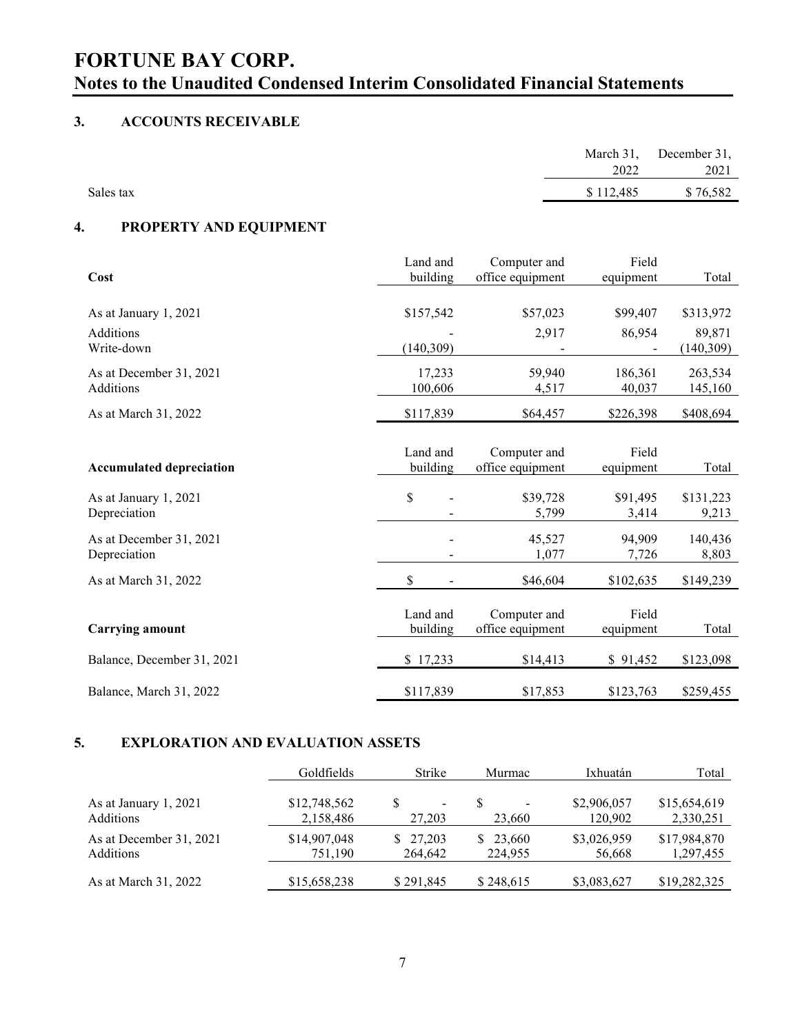# FORTUNE BAY CORP.

## Notes to the Unaudited Condensed Interim Consolidated Financial Statements

### 3. ACCOUNTS RECEIVABLE

| | March 31, 2022 | December 31, 2021 |
|---|---|---|
| Sales tax | $ 112,485 | $ 76,582 |

### 4. PROPERTY AND EQUIPMENT

| Cost | Land and building | Computer and office equipment | Field equipment | Total |
|---|---|---|---|---|
| As at January 1, 2021 | $157,542 | $57,023 | $99,407 | $313,972 |
| Additions | - | 2,917 | 86,954 | 89,871 |
| Write-down | (140,309) | - | - | (140,309) |
| As at December 31, 2021 | 17,233 | 59,940 | 186,361 | 263,534 |
| Additions | 100,606 | 4,517 | 40,037 | 145,160 |
| As at March 31, 2022 | $117,839 | $64,457 | $226,398 | $408,694 |

| Accumulated depreciation | Land and building | Computer and office equipment | Field equipment | Total |
|---|---|---|---|---|
| As at January 1, 2021 | $ - | $39,728 | $91,495 | $131,223 |
| Depreciation | - | 5,799 | 3,414 | 9,213 |
| As at December 31, 2021 | - | 45,527 | 94,909 | 140,436 |
| Depreciation | - | 1,077 | 7,726 | 8,803 |
| As at March 31, 2022 | $ - | $46,604 | $102,635 | $149,239 |

| Carrying amount | Land and building | Computer and office equipment | Field equipment | Total |
|---|---|---|---|---|
| Balance, December 31, 2021 | $ 17,233 | $14,413 | $ 91,452 | $123,098 |
| Balance, March 31, 2022 | $117,839 | $17,853 | $123,763 | $259,455 |

### 5. EXPLORATION AND EVALUATION ASSETS

| | Goldfields | Strike | Murmac | Ixhuatán | Total |
|---|---|---|---|---|---|
| As at January 1, 2021 | $12,748,562 | $ - | $ - | $2,906,057 | $15,654,619 |
| Additions | 2,158,486 | 27,203 | 23,660 | 120,902 | 2,330,251 |
| As at December 31, 2021 | $14,907,048 | $ 27,203 | $ 23,660 | $3,026,959 | $17,984,870 |
| Additions | 751,190 | 264,642 | 224,955 | 56,668 | 1,297,455 |
| As at March 31, 2022 | $15,658,238 | $ 291,845 | $ 248,615 | $3,083,627 | $19,282,325 |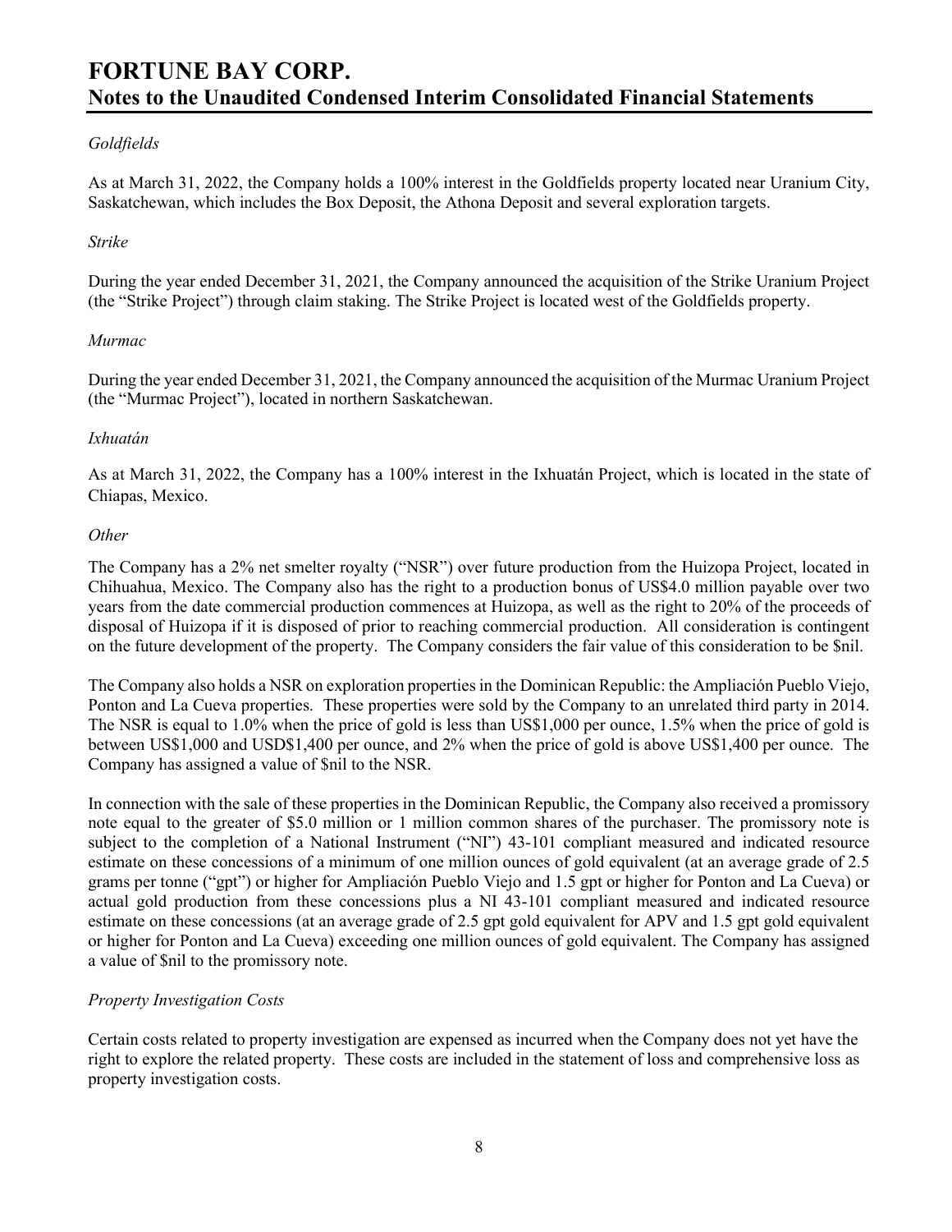*Goldfields*

As at March 31, 2022, the Company holds a 100% interest in the Goldfields property located near Uranium City, Saskatchewan, which includes the Box Deposit, the Athona Deposit and several exploration targets.

*Strike*

During the year ended December 31, 2021, the Company announced the acquisition of the Strike Uranium Project (the "Strike Project") through claim staking. The Strike Project is located west of the Goldfields property.

*Murmac*

During the year ended December 31, 2021, the Company announced the acquisition of the Murmac Uranium Project (the "Murmac Project"), located in northern Saskatchewan.

*Ixhuatán*

As at March 31, 2022, the Company has a 100% interest in the Ixhuatán Project, which is located in the state of Chiapas, Mexico.

*Other*

The Company has a 2% net smelter royalty ("NSR") over future production from the Huizopa Project, located in Chihuahua, Mexico. The Company also has the right to a production bonus of US$4.0 million payable over two years from the date commercial production commences at Huizopa, as well as the right to 20% of the proceeds of disposal of Huizopa if it is disposed of prior to reaching commercial production. All consideration is contingent on the future development of the property. The Company considers the fair value of this consideration to be $nil.

The Company also holds a NSR on exploration properties in the Dominican Republic: the Ampliación Pueblo Viejo, Ponton and La Cueva properties. These properties were sold by the Company to an unrelated third party in 2014. The NSR is equal to 1.0% when the price of gold is less than US$1,000 per ounce, 1.5% when the price of gold is between US$1,000 and USD$1,400 per ounce, and 2% when the price of gold is above US$1,400 per ounce. The Company has assigned a value of $nil to the NSR.

In connection with the sale of these properties in the Dominican Republic, the Company also received a promissory note equal to the greater of $5.0 million or 1 million common shares of the purchaser. The promissory note is subject to the completion of a National Instrument ("NI") 43-101 compliant measured and indicated resource estimate on these concessions of a minimum of one million ounces of gold equivalent (at an average grade of 2.5 grams per tonne ("gpt") or higher for Ampliación Pueblo Viejo and 1.5 gpt or higher for Ponton and La Cueva) or actual gold production from these concessions plus a NI 43-101 compliant measured and indicated resource estimate on these concessions (at an average grade of 2.5 gpt gold equivalent for APV and 1.5 gpt gold equivalent or higher for Ponton and La Cueva) exceeding one million ounces of gold equivalent. The Company has assigned a value of $nil to the promissory note.

*Property Investigation Costs*

Certain costs related to property investigation are expensed as incurred when the Company does not yet have the right to explore the related property. These costs are included in the statement of loss and comprehensive loss as property investigation costs.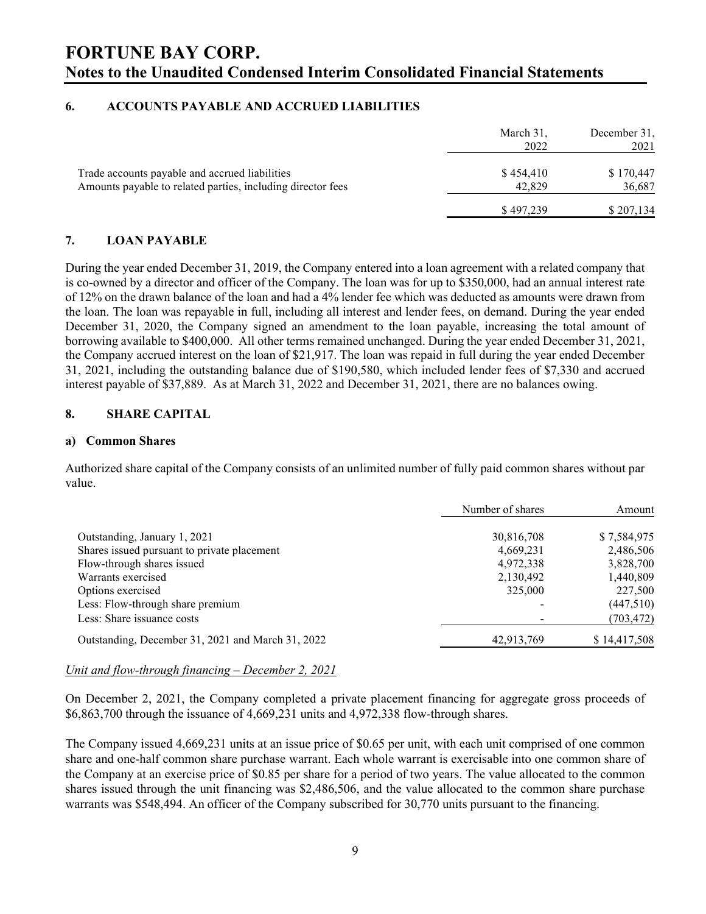## 6. ACCOUNTS PAYABLE AND ACCRUED LIABILITIES

| | March 31, 2022 | December 31, 2021 |
|---|---|---|
| Trade accounts payable and accrued liabilities | $ 454,410 | $ 170,447 |
| Amounts payable to related parties, including director fees | 42,829 | 36,687 |
| | $ 497,239 | $ 207,134 |

## 7. LOAN PAYABLE

During the year ended December 31, 2019, the Company entered into a loan agreement with a related company that is co-owned by a director and officer of the Company. The loan was for up to $350,000, had an annual interest rate of 12% on the drawn balance of the loan and had a 4% lender fee which was deducted as amounts were drawn from the loan. The loan was repayable in full, including all interest and lender fees, on demand. During the year ended December 31, 2020, the Company signed an amendment to the loan payable, increasing the total amount of borrowing available to $400,000. All other terms remained unchanged. During the year ended December 31, 2021, the Company accrued interest on the loan of $21,917. The loan was repaid in full during the year ended December 31, 2021, including the outstanding balance due of $190,580, which included lender fees of $7,330 and accrued interest payable of $37,889. As at March 31, 2022 and December 31, 2021, there are no balances owing.

## 8. SHARE CAPITAL

### a) Common Shares

Authorized share capital of the Company consists of an unlimited number of fully paid common shares without par value.

| | Number of shares | Amount |
|---|---|---|
| Outstanding, January 1, 2021 | 30,816,708 | $ 7,584,975 |
| Shares issued pursuant to private placement | 4,669,231 | 2,486,506 |
| Flow-through shares issued | 4,972,338 | 3,828,700 |
| Warrants exercised | 2,130,492 | 1,440,809 |
| Options exercised | 325,000 | 227,500 |
| Less: Flow-through share premium | - | (447,510) |
| Less: Share issuance costs | - | (703,472) |
| Outstanding, December 31, 2021 and March 31, 2022 | 42,913,769 | $ 14,417,508 |

*Unit and flow-through financing – December 2, 2021*

On December 2, 2021, the Company completed a private placement financing for aggregate gross proceeds of $6,863,700 through the issuance of 4,669,231 units and 4,972,338 flow-through shares.

The Company issued 4,669,231 units at an issue price of $0.65 per unit, with each unit comprised of one common share and one-half common share purchase warrant. Each whole warrant is exercisable into one common share of the Company at an exercise price of $0.85 per share for a period of two years. The value allocated to the common shares issued through the unit financing was $2,486,506, and the value allocated to the common share purchase warrants was $548,494. An officer of the Company subscribed for 30,770 units pursuant to the financing.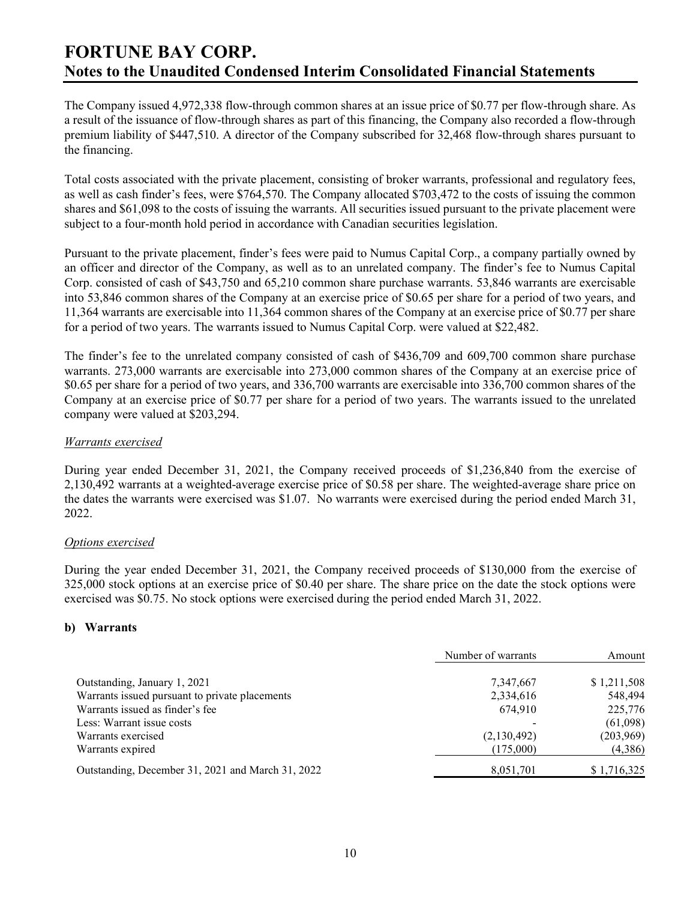The Company issued 4,972,338 flow-through common shares at an issue price of \$0.77 per flow-through share. As a result of the issuance of flow-through shares as part of this financing, the Company also recorded a flow-through premium liability of \$447,510. A director of the Company subscribed for 32,468 flow-through shares pursuant to the financing.

Total costs associated with the private placement, consisting of broker warrants, professional and regulatory fees, as well as cash finder's fees, were \$764,570. The Company allocated \$703,472 to the costs of issuing the common shares and \$61,098 to the costs of issuing the warrants. All securities issued pursuant to the private placement were subject to a four-month hold period in accordance with Canadian securities legislation.

Pursuant to the private placement, finder's fees were paid to Numus Capital Corp., a company partially owned by an officer and director of the Company, as well as to an unrelated company. The finder's fee to Numus Capital Corp. consisted of cash of \$43,750 and 65,210 common share purchase warrants. 53,846 warrants are exercisable into 53,846 common shares of the Company at an exercise price of \$0.65 per share for a period of two years, and 11,364 warrants are exercisable into 11,364 common shares of the Company at an exercise price of \$0.77 per share for a period of two years. The warrants issued to Numus Capital Corp. were valued at \$22,482.

The finder's fee to the unrelated company consisted of cash of \$436,709 and 609,700 common share purchase warrants. 273,000 warrants are exercisable into 273,000 common shares of the Company at an exercise price of \$0.65 per share for a period of two years, and 336,700 warrants are exercisable into 336,700 common shares of the Company at an exercise price of \$0.77 per share for a period of two years. The warrants issued to the unrelated company were valued at \$203,294.

*Warrants exercised*

During year ended December 31, 2021, the Company received proceeds of \$1,236,840 from the exercise of 2,130,492 warrants at a weighted-average exercise price of \$0.58 per share. The weighted-average share price on the dates the warrants were exercised was \$1.07. No warrants were exercised during the period ended March 31, 2022.

*Options exercised*

During the year ended December 31, 2021, the Company received proceeds of \$130,000 from the exercise of 325,000 stock options at an exercise price of \$0.40 per share. The share price on the date the stock options were exercised was \$0.75. No stock options were exercised during the period ended March 31, 2022.

**b) Warrants**

| | Number of warrants | Amount |
|---|---|---|
| Outstanding, January 1, 2021 | 7,347,667 | \$ 1,211,508 |
| Warrants issued pursuant to private placements | 2,334,616 | 548,494 |
| Warrants issued as finder's fee | 674,910 | 225,776 |
| Less: Warrant issue costs | - | (61,098) |
| Warrants exercised | (2,130,492) | (203,969) |
| Warrants expired | (175,000) | (4,386) |
| Outstanding, December 31, 2021 and March 31, 2022 | 8,051,701 | \$ 1,716,325 |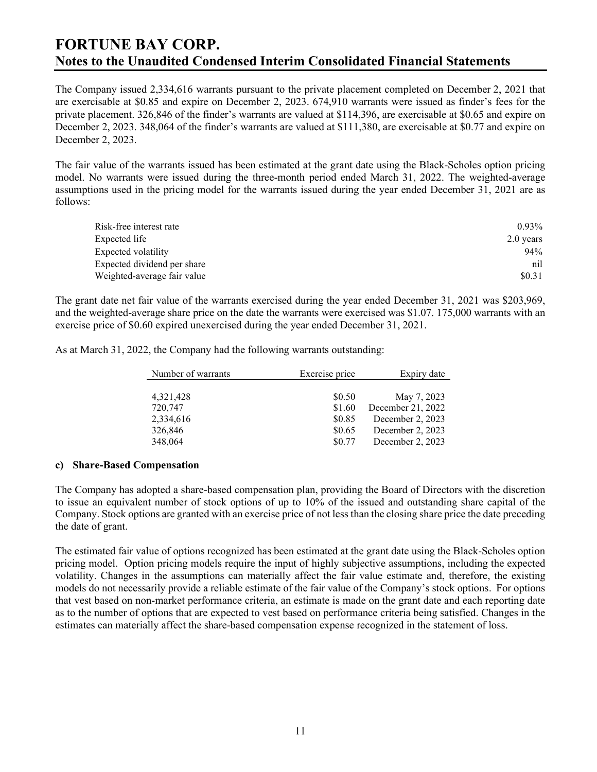The Company issued 2,334,616 warrants pursuant to the private placement completed on December 2, 2021 that are exercisable at $0.85 and expire on December 2, 2023. 674,910 warrants were issued as finder's fees for the private placement. 326,846 of the finder's warrants are valued at $114,396, are exercisable at $0.65 and expire on December 2, 2023. 348,064 of the finder's warrants are valued at $111,380, are exercisable at $0.77 and expire on December 2, 2023.

The fair value of the warrants issued has been estimated at the grant date using the Black-Scholes option pricing model. No warrants were issued during the three-month period ended March 31, 2022. The weighted-average assumptions used in the pricing model for the warrants issued during the year ended December 31, 2021 are as follows:

| | |
|---|---|
| Risk-free interest rate | 0.93% |
| Expected life | 2.0 years |
| Expected volatility | 94% |
| Expected dividend per share | nil |
| Weighted-average fair value | $0.31 |

The grant date net fair value of the warrants exercised during the year ended December 31, 2021 was $203,969, and the weighted-average share price on the date the warrants were exercised was $1.07. 175,000 warrants with an exercise price of $0.60 expired unexercised during the year ended December 31, 2021.

As at March 31, 2022, the Company had the following warrants outstanding:

| Number of warrants | Exercise price | Expiry date |
|---|---|---|
| 4,321,428 | $0.50 | May 7, 2023 |
| 720,747 | $1.60 | December 21, 2022 |
| 2,334,616 | $0.85 | December 2, 2023 |
| 326,846 | $0.65 | December 2, 2023 |
| 348,064 | $0.77 | December 2, 2023 |

**c) Share-Based Compensation**

The Company has adopted a share-based compensation plan, providing the Board of Directors with the discretion to issue an equivalent number of stock options of up to 10% of the issued and outstanding share capital of the Company. Stock options are granted with an exercise price of not less than the closing share price the date preceding the date of grant.

The estimated fair value of options recognized has been estimated at the grant date using the Black-Scholes option pricing model. Option pricing models require the input of highly subjective assumptions, including the expected volatility. Changes in the assumptions can materially affect the fair value estimate and, therefore, the existing models do not necessarily provide a reliable estimate of the fair value of the Company's stock options. For options that vest based on non-market performance criteria, an estimate is made on the grant date and each reporting date as to the number of options that are expected to vest based on performance criteria being satisfied. Changes in the estimates can materially affect the share-based compensation expense recognized in the statement of loss.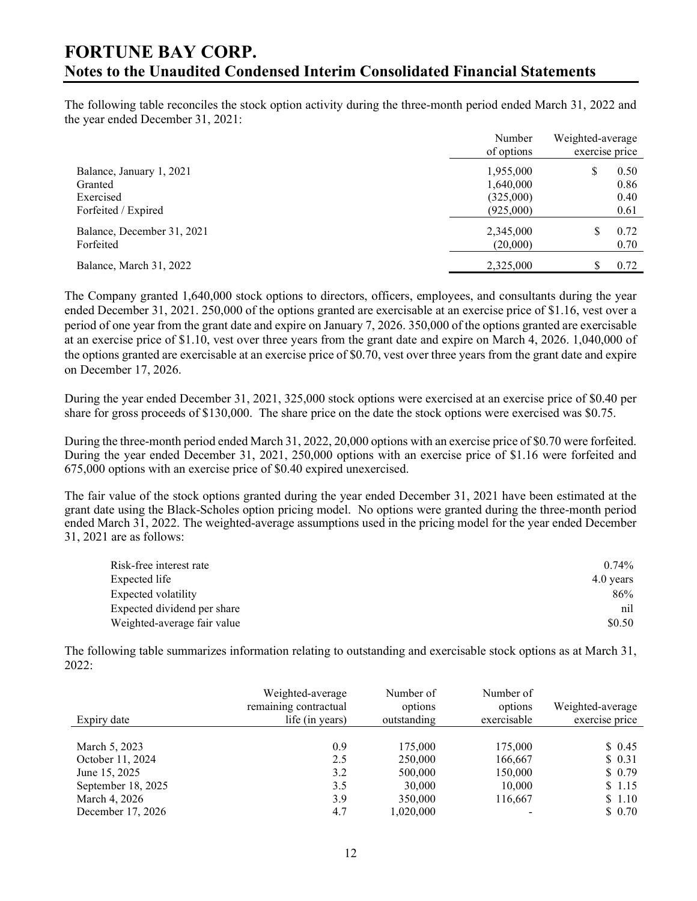# FORTUNE BAY CORP.
## Notes to the Unaudited Condensed Interim Consolidated Financial Statements

The following table reconciles the stock option activity during the three-month period ended March 31, 2022 and the year ended December 31, 2021:

| | Number of options | Weighted-average exercise price |
|---|---|---|
| Balance, January 1, 2021 | 1,955,000 | $ 0.50 |
| Granted | 1,640,000 | 0.86 |
| Exercised | (325,000) | 0.40 |
| Forfeited / Expired | (925,000) | 0.61 |
| Balance, December 31, 2021 | 2,345,000 | $ 0.72 |
| Forfeited | (20,000) | 0.70 |
| Balance, March 31, 2022 | 2,325,000 | $ 0.72 |

The Company granted 1,640,000 stock options to directors, officers, employees, and consultants during the year ended December 31, 2021. 250,000 of the options granted are exercisable at an exercise price of $1.16, vest over a period of one year from the grant date and expire on January 7, 2026. 350,000 of the options granted are exercisable at an exercise price of $1.10, vest over three years from the grant date and expire on March 4, 2026. 1,040,000 of the options granted are exercisable at an exercise price of $0.70, vest over three years from the grant date and expire on December 17, 2026.

During the year ended December 31, 2021, 325,000 stock options were exercised at an exercise price of $0.40 per share for gross proceeds of $130,000. The share price on the date the stock options were exercised was $0.75.

During the three-month period ended March 31, 2022, 20,000 options with an exercise price of $0.70 were forfeited. During the year ended December 31, 2021, 250,000 options with an exercise price of $1.16 were forfeited and 675,000 options with an exercise price of $0.40 expired unexercised.

The fair value of the stock options granted during the year ended December 31, 2021 have been estimated at the grant date using the Black-Scholes option pricing model. No options were granted during the three-month period ended March 31, 2022. The weighted-average assumptions used in the pricing model for the year ended December 31, 2021 are as follows:

| | |
|---|---|
| Risk-free interest rate | 0.74% |
| Expected life | 4.0 years |
| Expected volatility | 86% |
| Expected dividend per share | nil |
| Weighted-average fair value | $0.50 |

The following table summarizes information relating to outstanding and exercisable stock options as at March 31, 2022:

| Expiry date | Weighted-average remaining contractual life (in years) | Number of options outstanding | Number of options exercisable | Weighted-average exercise price |
|---|---|---|---|---|
| March 5, 2023 | 0.9 | 175,000 | 175,000 | $ 0.45 |
| October 11, 2024 | 2.5 | 250,000 | 166,667 | $ 0.31 |
| June 15, 2025 | 3.2 | 500,000 | 150,000 | $ 0.79 |
| September 18, 2025 | 3.5 | 30,000 | 10,000 | $ 1.15 |
| March 4, 2026 | 3.9 | 350,000 | 116,667 | $ 1.10 |
| December 17, 2026 | 4.7 | 1,020,000 | - | $ 0.70 |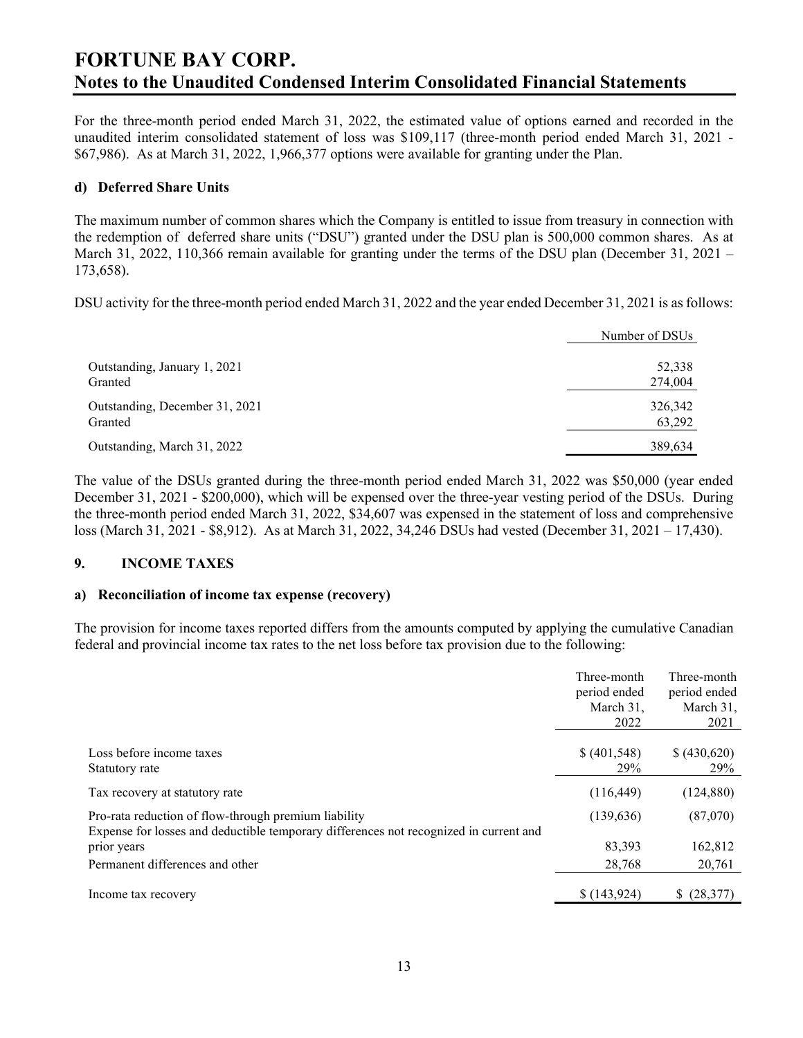For the three-month period ended March 31, 2022, the estimated value of options earned and recorded in the unaudited interim consolidated statement of loss was $109,117 (three-month period ended March 31, 2021 - $67,986). As at March 31, 2022, 1,966,377 options were available for granting under the Plan.

**d) Deferred Share Units**

The maximum number of common shares which the Company is entitled to issue from treasury in connection with the redemption of deferred share units ("DSU") granted under the DSU plan is 500,000 common shares. As at March 31, 2022, 110,366 remain available for granting under the terms of the DSU plan (December 31, 2021 – 173,658).

DSU activity for the three-month period ended March 31, 2022 and the year ended December 31, 2021 is as follows:

| | Number of DSUs |
|---|---|
| Outstanding, January 1, 2021 | 52,338 |
| Granted | 274,004 |
| Outstanding, December 31, 2021 | 326,342 |
| Granted | 63,292 |
| Outstanding, March 31, 2022 | 389,634 |

The value of the DSUs granted during the three-month period ended March 31, 2022 was $50,000 (year ended December 31, 2021 - $200,000), which will be expensed over the three-year vesting period of the DSUs. During the three-month period ended March 31, 2022, $34,607 was expensed in the statement of loss and comprehensive loss (March 31, 2021 - $8,912). As at March 31, 2022, 34,246 DSUs had vested (December 31, 2021 – 17,430).

## 9. INCOME TAXES

**a) Reconciliation of income tax expense (recovery)**

The provision for income taxes reported differs from the amounts computed by applying the cumulative Canadian federal and provincial income tax rates to the net loss before tax provision due to the following:

| | Three-month period ended March 31, 2022 | Three-month period ended March 31, 2021 |
|---|---|---|
| Loss before income taxes | $ (401,548) | $ (430,620) |
| Statutory rate | 29% | 29% |
| Tax recovery at statutory rate | (116,449) | (124,880) |
| Pro-rata reduction of flow-through premium liability | (139,636) | (87,070) |
| Expense for losses and deductible temporary differences not recognized in current and prior years | 83,393 | 162,812 |
| Permanent differences and other | 28,768 | 20,761 |
| Income tax recovery | $ (143,924) | $ (28,377) |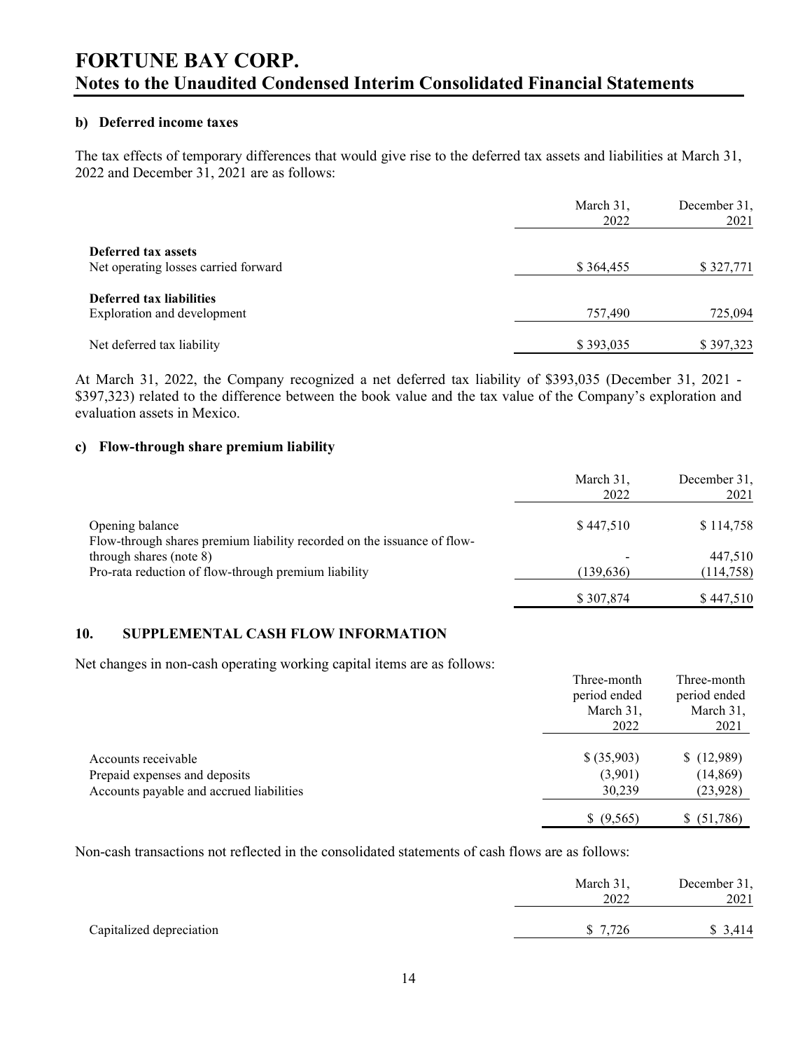#### b) Deferred income taxes

The tax effects of temporary differences that would give rise to the deferred tax assets and liabilities at March 31, 2022 and December 31, 2021 are as follows:

| | March 31, 2022 | December 31, 2021 |
|---|---|---|
| **Deferred tax assets** | | |
| Net operating losses carried forward | $ 364,455 | $ 327,771 |
| **Deferred tax liabilities** | | |
| Exploration and development | 757,490 | 725,094 |
| Net deferred tax liability | $ 393,035 | $ 397,323 |

At March 31, 2022, the Company recognized a net deferred tax liability of $393,035 (December 31, 2021 - $397,323) related to the difference between the book value and the tax value of the Company's exploration and evaluation assets in Mexico.

#### c) Flow-through share premium liability

| | March 31, 2022 | December 31, 2021 |
|---|---|---|
| Opening balance | $ 447,510 | $ 114,758 |
| Flow-through shares premium liability recorded on the issuance of flow-through shares (note 8) | - | 447,510 |
| Pro-rata reduction of flow-through premium liability | (139,636) | (114,758) |
| | $ 307,874 | $ 447,510 |

## 10. SUPPLEMENTAL CASH FLOW INFORMATION

Net changes in non-cash operating working capital items are as follows:

| | Three-month period ended March 31, 2022 | Three-month period ended March 31, 2021 |
|---|---|---|
| Accounts receivable | $ (35,903) | $ (12,989) |
| Prepaid expenses and deposits | (3,901) | (14,869) |
| Accounts payable and accrued liabilities | 30,239 | (23,928) |
| | $ (9,565) | $ (51,786) |

Non-cash transactions not reflected in the consolidated statements of cash flows are as follows:

| | March 31, 2022 | December 31, 2021 |
|---|---|---|
| Capitalized depreciation | $ 7,726 | $ 3,414 |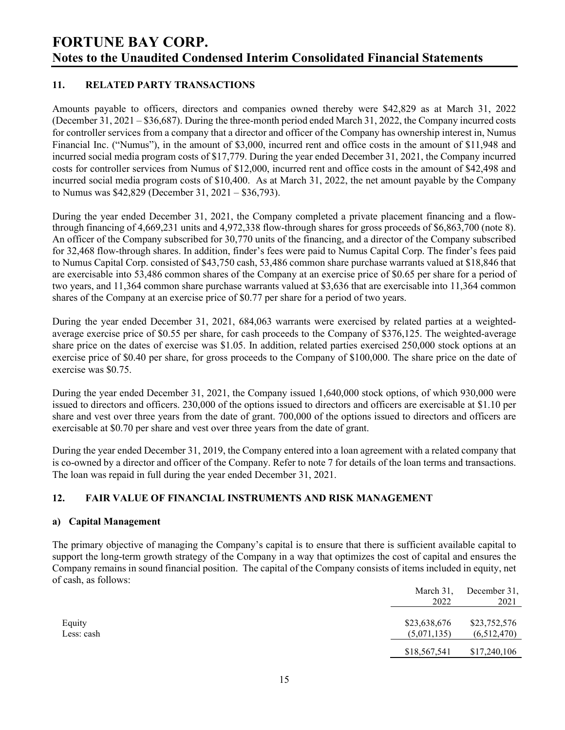## 11. RELATED PARTY TRANSACTIONS

Amounts payable to officers, directors and companies owned thereby were $42,829 as at March 31, 2022 (December 31, 2021 – $36,687). During the three-month period ended March 31, 2022, the Company incurred costs for controller services from a company that a director and officer of the Company has ownership interest in, Numus Financial Inc. ("Numus"), in the amount of $3,000, incurred rent and office costs in the amount of $11,948 and incurred social media program costs of $17,779. During the year ended December 31, 2021, the Company incurred costs for controller services from Numus of $12,000, incurred rent and office costs in the amount of $42,498 and incurred social media program costs of $10,400. As at March 31, 2022, the net amount payable by the Company to Numus was $42,829 (December 31, 2021 – $36,793).

During the year ended December 31, 2021, the Company completed a private placement financing and a flow-through financing of 4,669,231 units and 4,972,338 flow-through shares for gross proceeds of $6,863,700 (note 8). An officer of the Company subscribed for 30,770 units of the financing, and a director of the Company subscribed for 32,468 flow-through shares. In addition, finder's fees were paid to Numus Capital Corp. The finder's fees paid to Numus Capital Corp. consisted of $43,750 cash, 53,486 common share purchase warrants valued at $18,846 that are exercisable into 53,486 common shares of the Company at an exercise price of $0.65 per share for a period of two years, and 11,364 common share purchase warrants valued at $3,636 that are exercisable into 11,364 common shares of the Company at an exercise price of $0.77 per share for a period of two years.

During the year ended December 31, 2021, 684,063 warrants were exercised by related parties at a weighted-average exercise price of $0.55 per share, for cash proceeds to the Company of $376,125. The weighted-average share price on the dates of exercise was $1.05. In addition, related parties exercised 250,000 stock options at an exercise price of $0.40 per share, for gross proceeds to the Company of $100,000. The share price on the date of exercise was $0.75.

During the year ended December 31, 2021, the Company issued 1,640,000 stock options, of which 930,000 were issued to directors and officers. 230,000 of the options issued to directors and officers are exercisable at $1.10 per share and vest over three years from the date of grant. 700,000 of the options issued to directors and officers are exercisable at $0.70 per share and vest over three years from the date of grant.

During the year ended December 31, 2019, the Company entered into a loan agreement with a related company that is co-owned by a director and officer of the Company. Refer to note 7 for details of the loan terms and transactions. The loan was repaid in full during the year ended December 31, 2021.

## 12. FAIR VALUE OF FINANCIAL INSTRUMENTS AND RISK MANAGEMENT

### a) Capital Management

The primary objective of managing the Company's capital is to ensure that there is sufficient available capital to support the long-term growth strategy of the Company in a way that optimizes the cost of capital and ensures the Company remains in sound financial position. The capital of the Company consists of items included in equity, net of cash, as follows:

| | March 31, 2022 | December 31, 2021 |
|---|---|---|
| Equity | $23,638,676 | $23,752,576 |
| Less: cash | (5,071,135) | (6,512,470) |
| | $18,567,541 | $17,240,106 |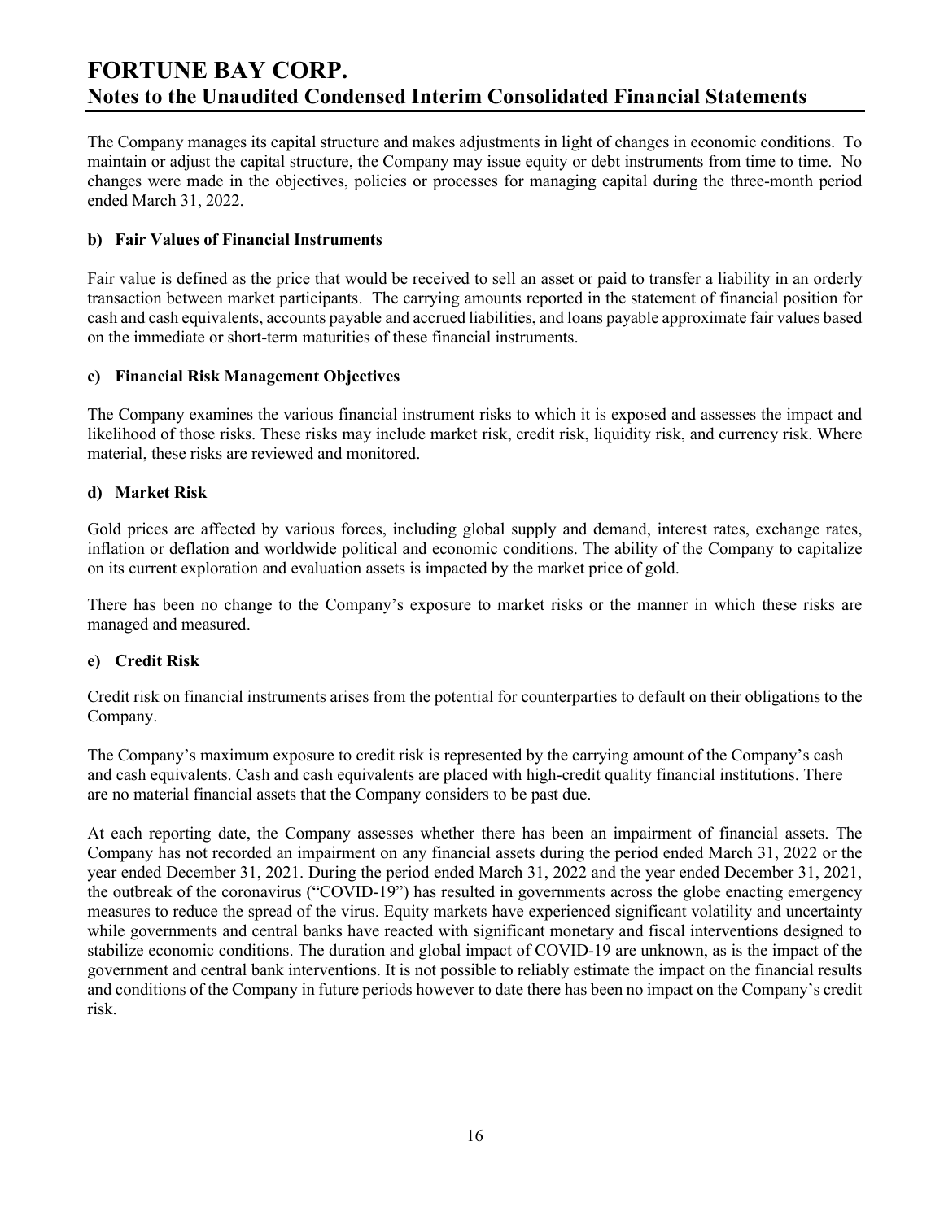The Company manages its capital structure and makes adjustments in light of changes in economic conditions. To maintain or adjust the capital structure, the Company may issue equity or debt instruments from time to time. No changes were made in the objectives, policies or processes for managing capital during the three-month period ended March 31, 2022.

**b) Fair Values of Financial Instruments**

Fair value is defined as the price that would be received to sell an asset or paid to transfer a liability in an orderly transaction between market participants. The carrying amounts reported in the statement of financial position for cash and cash equivalents, accounts payable and accrued liabilities, and loans payable approximate fair values based on the immediate or short-term maturities of these financial instruments.

**c) Financial Risk Management Objectives**

The Company examines the various financial instrument risks to which it is exposed and assesses the impact and likelihood of those risks. These risks may include market risk, credit risk, liquidity risk, and currency risk. Where material, these risks are reviewed and monitored.

**d) Market Risk**

Gold prices are affected by various forces, including global supply and demand, interest rates, exchange rates, inflation or deflation and worldwide political and economic conditions. The ability of the Company to capitalize on its current exploration and evaluation assets is impacted by the market price of gold.

There has been no change to the Company's exposure to market risks or the manner in which these risks are managed and measured.

**e) Credit Risk**

Credit risk on financial instruments arises from the potential for counterparties to default on their obligations to the Company.

The Company's maximum exposure to credit risk is represented by the carrying amount of the Company's cash and cash equivalents. Cash and cash equivalents are placed with high-credit quality financial institutions. There are no material financial assets that the Company considers to be past due.

At each reporting date, the Company assesses whether there has been an impairment of financial assets. The Company has not recorded an impairment on any financial assets during the period ended March 31, 2022 or the year ended December 31, 2021. During the period ended March 31, 2022 and the year ended December 31, 2021, the outbreak of the coronavirus ("COVID-19") has resulted in governments across the globe enacting emergency measures to reduce the spread of the virus. Equity markets have experienced significant volatility and uncertainty while governments and central banks have reacted with significant monetary and fiscal interventions designed to stabilize economic conditions. The duration and global impact of COVID-19 are unknown, as is the impact of the government and central bank interventions. It is not possible to reliably estimate the impact on the financial results and conditions of the Company in future periods however to date there has been no impact on the Company's credit risk.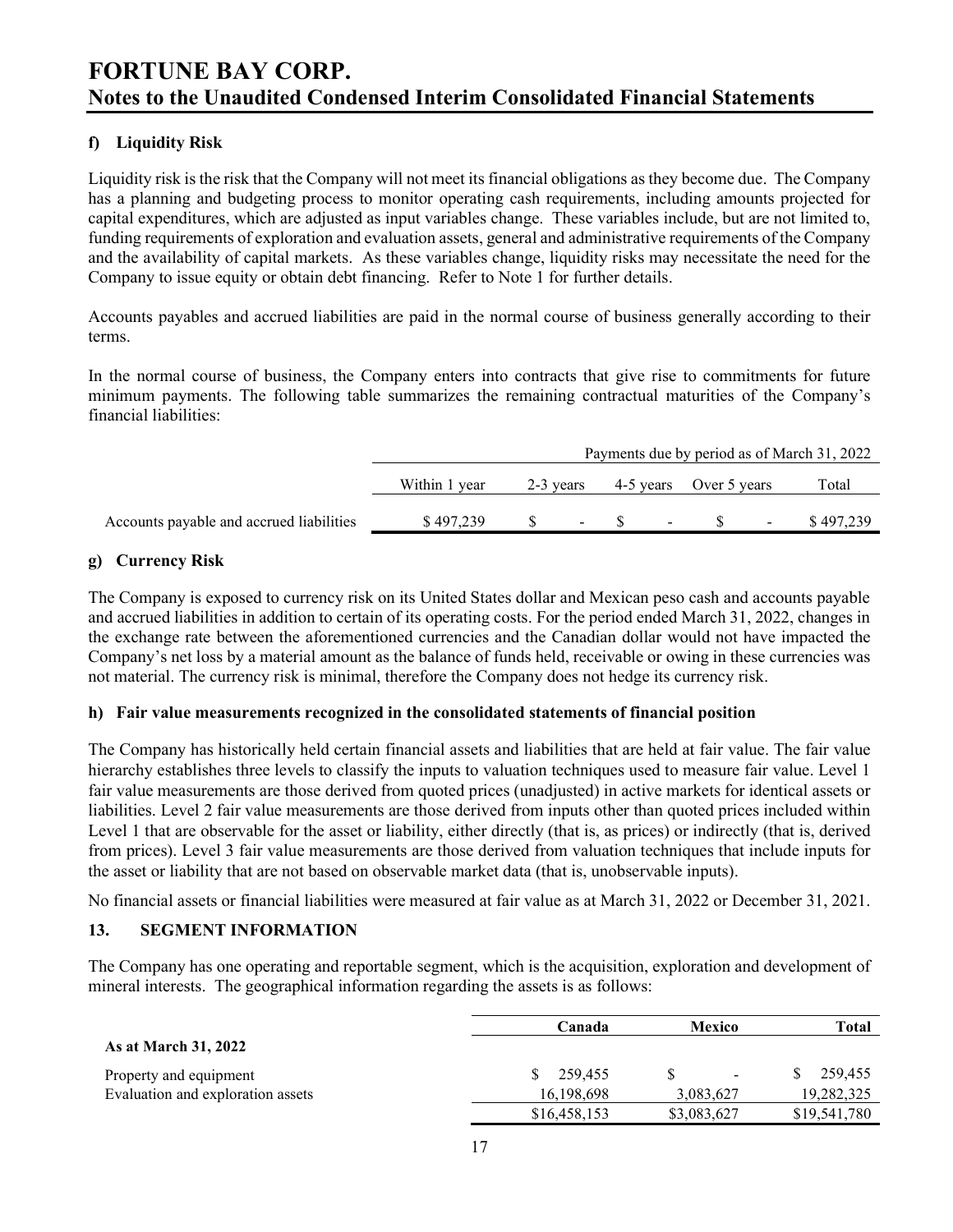#### f) Liquidity Risk

Liquidity risk is the risk that the Company will not meet its financial obligations as they become due. The Company has a planning and budgeting process to monitor operating cash requirements, including amounts projected for capital expenditures, which are adjusted as input variables change. These variables include, but are not limited to, funding requirements of exploration and evaluation assets, general and administrative requirements of the Company and the availability of capital markets. As these variables change, liquidity risks may necessitate the need for the Company to issue equity or obtain debt financing. Refer to Note 1 for further details.

Accounts payables and accrued liabilities are paid in the normal course of business generally according to their terms.

In the normal course of business, the Company enters into contracts that give rise to commitments for future minimum payments. The following table summarizes the remaining contractual maturities of the Company's financial liabilities:

| | Payments due by period as of March 31, 2022 | | | | |
|---|---|---|---|---|---|
| | Within 1 year | 2-3 years | 4-5 years | Over 5 years | Total |
| Accounts payable and accrued liabilities | $ 497,239 | $ - | $ - | $ - | $ 497,239 |

#### g) Currency Risk

The Company is exposed to currency risk on its United States dollar and Mexican peso cash and accounts payable and accrued liabilities in addition to certain of its operating costs. For the period ended March 31, 2022, changes in the exchange rate between the aforementioned currencies and the Canadian dollar would not have impacted the Company's net loss by a material amount as the balance of funds held, receivable or owing in these currencies was not material. The currency risk is minimal, therefore the Company does not hedge its currency risk.

#### h) Fair value measurements recognized in the consolidated statements of financial position

The Company has historically held certain financial assets and liabilities that are held at fair value. The fair value hierarchy establishes three levels to classify the inputs to valuation techniques used to measure fair value. Level 1 fair value measurements are those derived from quoted prices (unadjusted) in active markets for identical assets or liabilities. Level 2 fair value measurements are those derived from inputs other than quoted prices included within Level 1 that are observable for the asset or liability, either directly (that is, as prices) or indirectly (that is, derived from prices). Level 3 fair value measurements are those derived from valuation techniques that include inputs for the asset or liability that are not based on observable market data (that is, unobservable inputs).

No financial assets or financial liabilities were measured at fair value as at March 31, 2022 or December 31, 2021.

## 13. SEGMENT INFORMATION

The Company has one operating and reportable segment, which is the acquisition, exploration and development of mineral interests. The geographical information regarding the assets is as follows:

| | **Canada** | **Mexico** | **Total** |
|---|---|---|---|
| **As at March 31, 2022** | | | |
| Property and equipment | $ 259,455 | $ - | $ 259,455 |
| Evaluation and exploration assets | 16,198,698 | 3,083,627 | 19,282,325 |
| | $16,458,153 | $3,083,627 | $19,541,780 |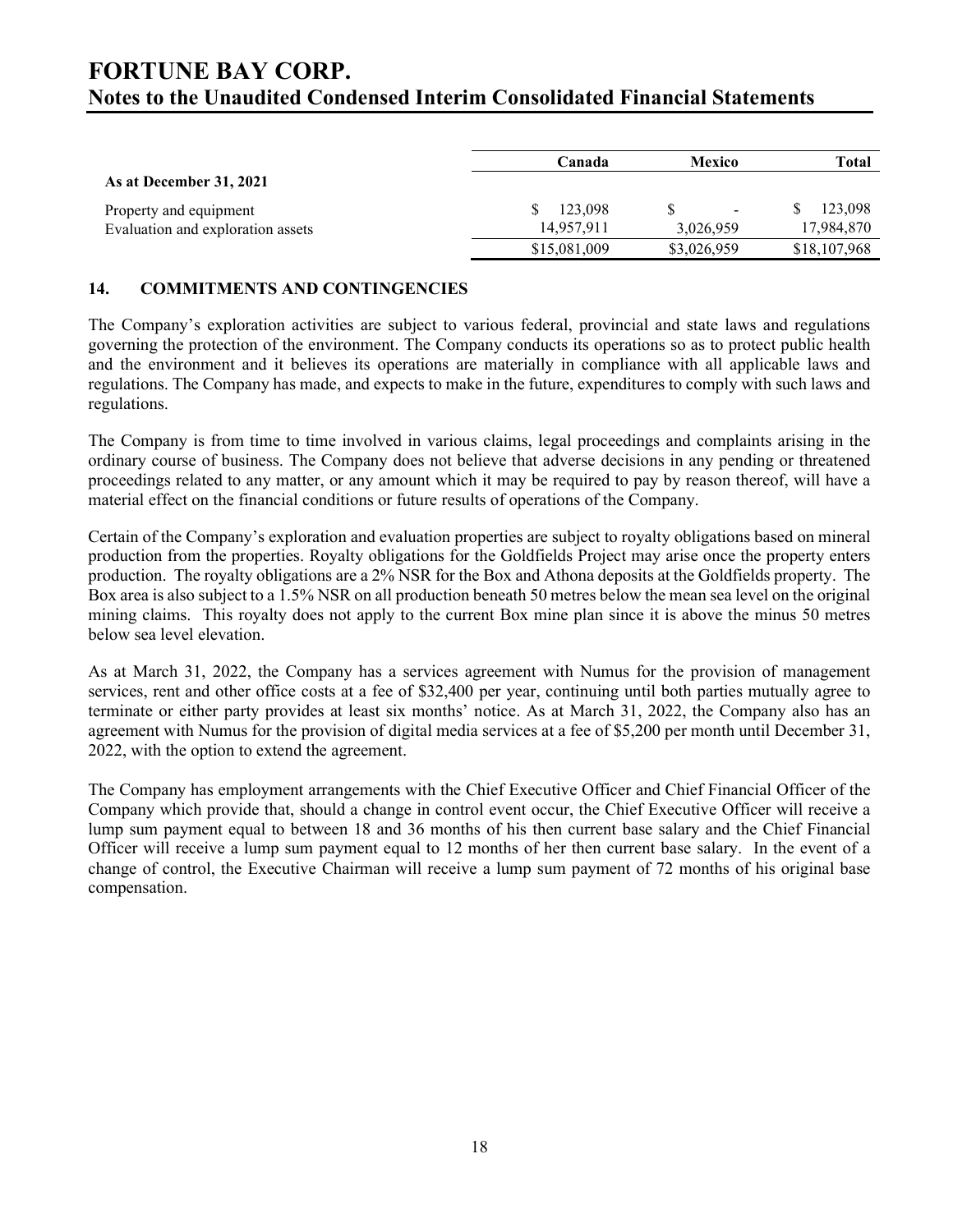| | Canada | Mexico | Total |
|---|---|---|---|
| **As at December 31, 2021** | | | |
| Property and equipment | $ 123,098 | $ - | $ 123,098 |
| Evaluation and exploration assets | 14,957,911 | 3,026,959 | 17,984,870 |
| | $15,081,009 | $3,026,959 | $18,107,968 |

## 14. COMMITMENTS AND CONTINGENCIES

The Company's exploration activities are subject to various federal, provincial and state laws and regulations governing the protection of the environment. The Company conducts its operations so as to protect public health and the environment and it believes its operations are materially in compliance with all applicable laws and regulations. The Company has made, and expects to make in the future, expenditures to comply with such laws and regulations.

The Company is from time to time involved in various claims, legal proceedings and complaints arising in the ordinary course of business. The Company does not believe that adverse decisions in any pending or threatened proceedings related to any matter, or any amount which it may be required to pay by reason thereof, will have a material effect on the financial conditions or future results of operations of the Company.

Certain of the Company's exploration and evaluation properties are subject to royalty obligations based on mineral production from the properties. Royalty obligations for the Goldfields Project may arise once the property enters production. The royalty obligations are a 2% NSR for the Box and Athona deposits at the Goldfields property. The Box area is also subject to a 1.5% NSR on all production beneath 50 metres below the mean sea level on the original mining claims. This royalty does not apply to the current Box mine plan since it is above the minus 50 metres below sea level elevation.

As at March 31, 2022, the Company has a services agreement with Numus for the provision of management services, rent and other office costs at a fee of $32,400 per year, continuing until both parties mutually agree to terminate or either party provides at least six months' notice. As at March 31, 2022, the Company also has an agreement with Numus for the provision of digital media services at a fee of $5,200 per month until December 31, 2022, with the option to extend the agreement.

The Company has employment arrangements with the Chief Executive Officer and Chief Financial Officer of the Company which provide that, should a change in control event occur, the Chief Executive Officer will receive a lump sum payment equal to between 18 and 36 months of his then current base salary and the Chief Financial Officer will receive a lump sum payment equal to 12 months of her then current base salary. In the event of a change of control, the Executive Chairman will receive a lump sum payment of 72 months of his original base compensation.